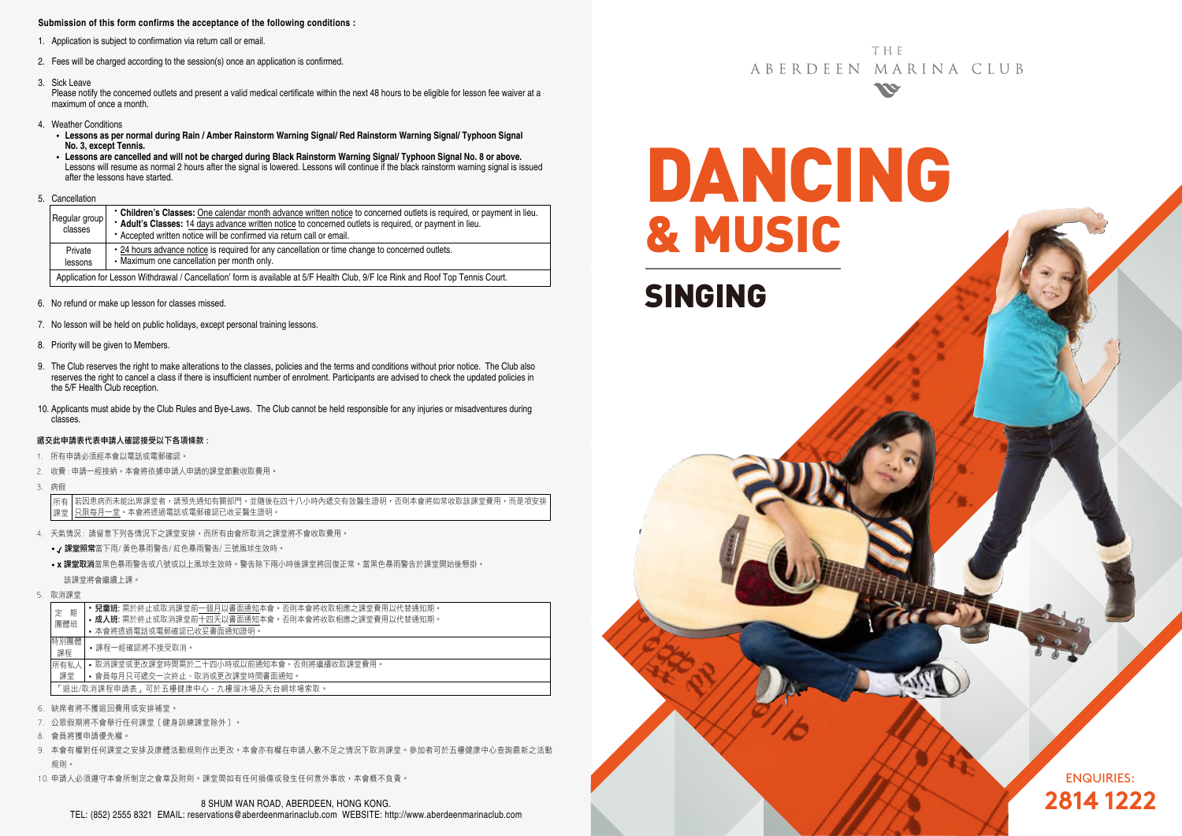**Submission of this form confirms the acceptance of the following conditions :**

1. Application is subject to confirmation via return call or email.
2. Fees will be charged according to the session(s) once an application is confirmed.
3. Sick Leave
   Please notify the concerned outlets and present a valid medical certificate within the next 48 hours to be eligible for lesson fee waiver at a maximum of once a month.
4. Weather Conditions
   - **Lessons as per normal during Rain / Amber Rainstorm Warning Signal/ Red Rainstorm Warning Signal/ Typhoon Signal No. 3, except Tennis.**
   - **Lessons are cancelled and will not be charged during Black Rainstorm Warning Signal/ Typhoon Signal No. 8 or above.** Lessons will resume as normal 2 hours after the signal is lowered. Lessons will continue if the black rainstorm warning signal is issued after the lessons have started.
5. Cancellation

| | |
|---|---|
| Regular group classes | • **Children's Classes:** One calendar month advance written notice to concerned outlets is required, or payment in lieu.<br>• **Adult's Classes:** 14 days advance written notice to concerned outlets is required, or payment in lieu.<br>• Accepted written notice will be confirmed via return call or email. |
| Private lessons | • 24 hours advance notice is required for any cancellation or time change to concerned outlets.<br>• Maximum one cancellation per month only. |
| Application for Lesson Withdrawal / Cancellation' form is available at 5/F Health Club, 9/F Ice Rink and Roof Top Tennis Court. | |

6. No refund or make up lesson for classes missed.
7. No lesson will be held on public holidays, except personal training lessons.
8. Priority will be given to Members.
9. The Club reserves the right to make alterations to the classes, policies and the terms and conditions without prior notice. The Club also reserves the right to cancel a class if there is insufficient number of enrolment. Participants are advised to check the updated policies in the 5/F Health Club reception.
10. Applicants must abide by the Club Rules and Bye-Laws. The Club cannot be held responsible for any injuries or misadventures during classes.

**遞交此申請表代表申請人確認接受以下各項條款：**

1. 所有申請必須經本會以電話或電郵確認。
2. 收費：申請一經接納，本會將依據申請人申請的課堂節數收取費用。
3. 病假

| | |
|---|---|
| 所有課堂 | 若因患病而未能出席課堂者，請預先通知有關部門，並隨後在四十八小時內遞交有效醫生證明，否則本會將如常收取該課堂費用，而是項安排只限每月一堂。本會將透過電話或電郵確認已收妥醫生證明。 |

4. 天氣情況：請留意下列各情況下之課堂安排，而所有由會所取消之課堂將不會收取費用。
   - ✓ **課堂照常**當下雨/ 黃色暴雨警告/ 紅色暴雨警告/ 三號風球生效時。
   - x **課堂取消**當黑色暴雨警告或八號或以上風球生效時。警告除下兩小時後課堂將回復正常。當黑色暴雨警告於課堂開始後懸掛，該課堂將會繼續上課。
5. 取消課堂

| | |
|---|---|
| 定期團體班 | • **兒童班:** 需於終止或取消課堂前一個月以書面通知本會。否則本會將收取相應之課堂費用以代替通知期。<br>• **成人班:** 需於終止或取消課堂前十四天以書面通知本會。否則本會將收取相應之課堂費用以代替通知期。<br>• 本會將透過電話或電郵確認已收妥書面通知證明。 |
| 特別團體課程 | • 課程一經確認將不接受取消。 |
| 所有私人課堂 | • 取消課堂或更改課堂時間需於二十四小時或以前通知本會，否則將繼續收取課堂費用。<br>• 會員每月只可遞交一次終止、取消或更改課堂時間書面通知。 |
| 「退出/取消課程申請表」可於五樓健康中心、九樓溜冰場及天台網球場索取。 | |

6. 缺席者將不獲退回費用或安排補堂。
7. 公眾假期將不會舉行任何課堂〔健身訓練課堂除外〕。
8. 會員將獲申請優先權。
9. 本會有權對任何課堂之安排及康體活動規則作出更改。本會亦有權在申請人數不足之情況下取消課堂。參加者可於五樓健康中心查詢最新之活動規則。
10. 申請人必須遵守本會所制定之會章及附則。課堂間如有任何損傷或發生任何意外事故，本會概不負責。

8 SHUM WAN ROAD, ABERDEEN, HONG KONG.
TEL: (852) 2555 8321 EMAIL: reservations@aberdeenmarinaclub.com WEBSITE: http://www.aberdeenmarinaclub.com

THE ABERDEEN MARINA CLUB

# DANCING & MUSIC

## SINGING

ENQUIRIES:
**2814 1222**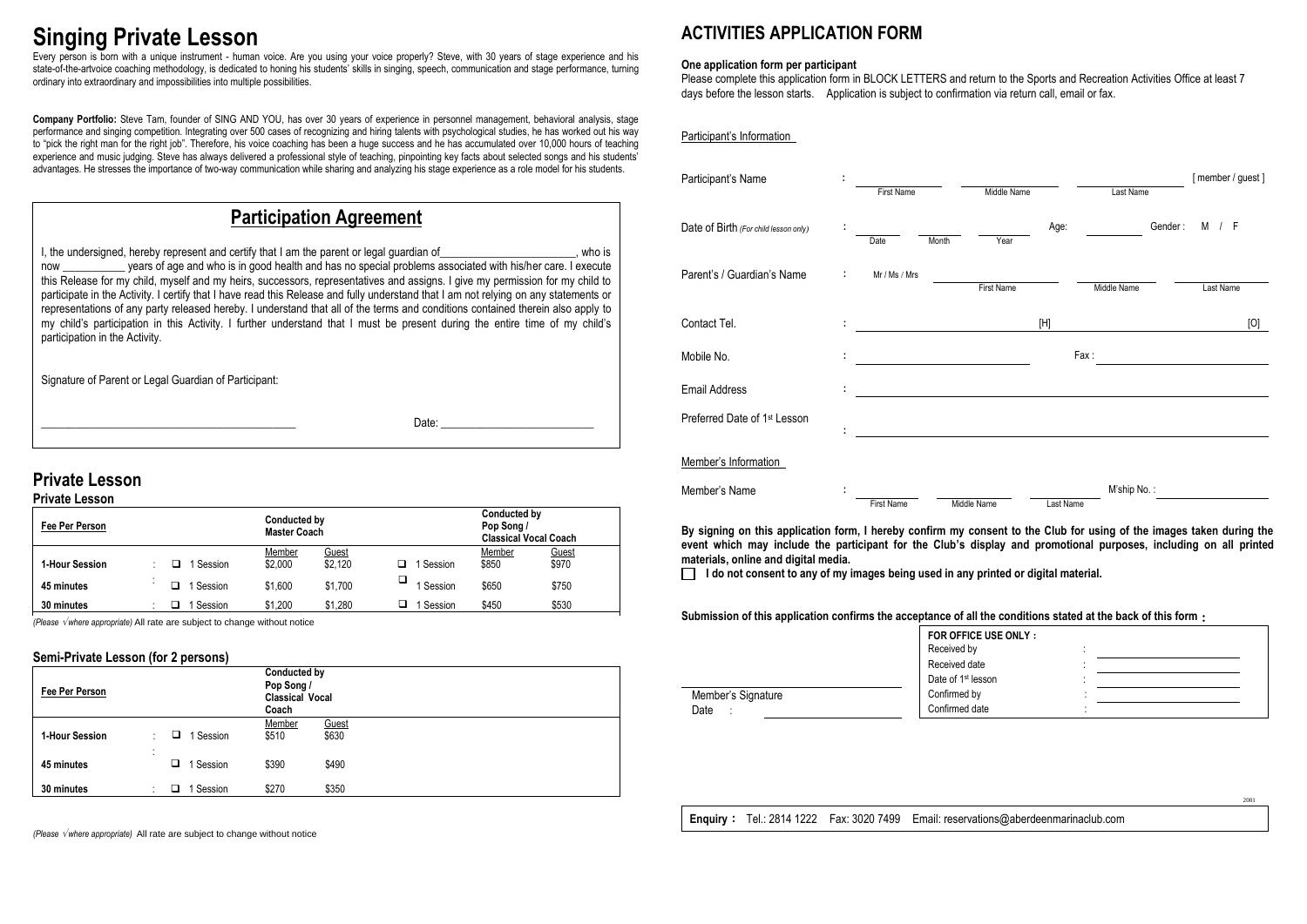# Singing Private Lesson

Every person is born with a unique instrument - human voice. Are you using your voice properly? Steve, with 30 years of stage experience and his state-of-the-artvoice coaching methodology, is dedicated to honing his students' skills in singing, speech, communication and stage performance, turning ordinary into extraordinary and impossibilities into multiple possibilities.

**Company Portfolio:** Steve Tam, founder of SING AND YOU, has over 30 years of experience in personnel management, behavioral analysis, stage performance and singing competition. Integrating over 500 cases of recognizing and hiring talents with psychological studies, he has worked out his way to "pick the right man for the right job". Therefore, his voice coaching has been a huge success and he has accumulated over 10,000 hours of teaching experience and music judging. Steve has always delivered a professional style of teaching, pinpointing key facts about selected songs and his students' advantages. He stresses the importance of two-way communication while sharing and analyzing his stage experience as a role model for his students.

## Participation Agreement

I, the undersigned, hereby represent and certify that I am the parent or legal guardian of________________________, who is now ___________ years of age and who is in good health and has no special problems associated with his/her care. I execute this Release for my child, myself and my heirs, successors, representatives and assigns. I give my permission for my child to participate in the Activity. I certify that I have read this Release and fully understand that I am not relying on any statements or representations of any party released hereby. I understand that all of the terms and conditions contained therein also apply to my child's participation in this Activity. I further understand that I must be present during the entire time of my child's participation in the Activity.

Signature of Parent or Legal Guardian of Participant:

_____________________________________________ Date: ___________________________

## Private Lesson

### Private Lesson

| Fee Per Person | | | Conducted by Master Coach | | | Conducted by Pop Song / Classical Vocal Coach | |
|---|---|---|---|---|---|---|---|
| | | | Member | Guest | | Member | Guest |
| 1-Hour Session | : | ❑ 1 Session | $2,000 | $2,120 | ❑ 1 Session | $850 | $970 |
| 45 minutes | : | ❑ 1 Session | $1,600 | $1,700 | ❑ 1 Session | $650 | $750 |
| 30 minutes | : | ❑ 1 Session | $1,200 | $1,280 | ❑ 1 Session | $450 | $530 |

*(Please √ where appropriate)* All rate are subject to change without notice

### Semi-Private Lesson (for 2 persons)

| Fee Per Person | | | Conducted by Pop Song / Classical Vocal Coach | |
|---|---|---|---|---|
| | | | Member | Guest |
| 1-Hour Session | : | ❑ 1 Session | $510 | $630 |
| 45 minutes | : | ❑ 1 Session | $390 | $490 |
| 30 minutes | : | ❑ 1 Session | $270 | $350 |

*(Please √ where appropriate)* All rate are subject to change without notice

# ACTIVITIES APPLICATION FORM

**One application form per participant**

Please complete this application form in BLOCK LETTERS and return to the Sports and Recreation Activities Office at least 7 days before the lesson starts. Application is subject to confirmation via return call, email or fax.

Participant's Information

Participant's Name : ____________ First Name ____________ Middle Name ____________ Last Name [ member / guest ]

Date of Birth *(For child lesson only)* : ______ Date ______ Month ______ Year Age: ______ Gender : M / F

Parent's / Guardian's Name : Mr / Ms / Mrs ____________ First Name ____________ Middle Name ____________ Last Name

Contact Tel. : ____________________ [H] ____________________ [O]

Mobile No. : ____________________ Fax : ____________________

Email Address : ____________________________________________

Preferred Date of 1st Lesson : ____________________________________________

Member's Information

Member's Name : ____________ First Name ____________ Middle Name ____________ Last Name M'ship No. : ____________

**By signing on this application form, I hereby confirm my consent to the Club for using of the images taken during the event which may include the participant for the Club's display and promotional purposes, including on all printed materials, online and digital media.**

☐ **I do not consent to any of my images being used in any printed or digital material.**

**Submission of this application confirms the acceptance of all the conditions stated at the back of this form :**

____________________________
Member's Signature
Date : ____________________

| FOR OFFICE USE ONLY : | | |
|---|---|---|
| Received by | : | |
| Received date | : | |
| Date of 1st lesson | : | |
| Confirmed by | : | |
| Confirmed date | : | |

2001

**Enquiry :** Tel.: 2814 1222 Fax: 3020 7499 Email: reservations@aberdeenmarinaclub.com